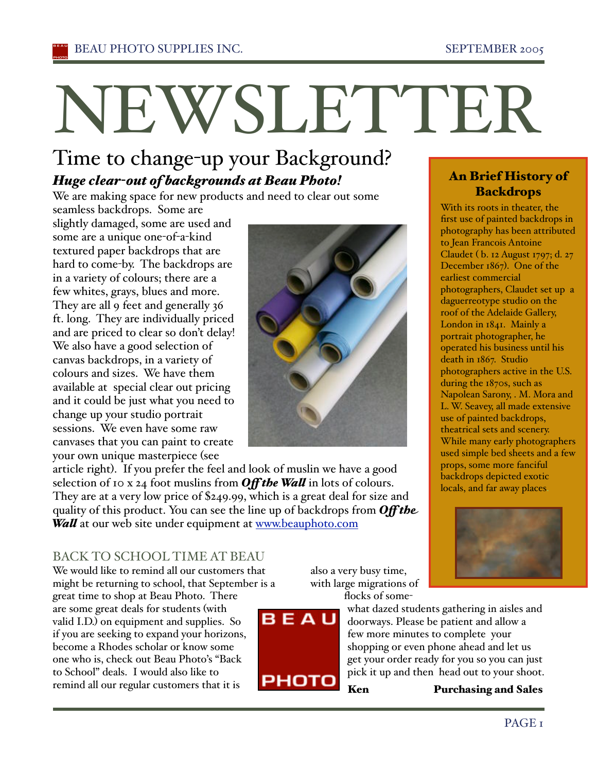# NEWSLETTER

## Time to change-up your Background?

***Huge clear-out of backgrounds at Beau Photo!***

We are making space for new products and need to clear out some seamless backdrops. Some are slightly damaged, some are used and some are a unique one-of-a-kind textured paper backdrops that are hard to come-by. The backdrops are in a variety of colours; there are a few whites, grays, blues and more. They are all 9 feet and generally 36 ft. long. They are individually priced and are priced to clear so don't delay! We also have a good selection of canvas backdrops, in a variety of colours and sizes. We have them available at special clear out pricing and it could be just what you need to change up your studio portrait sessions. We even have some raw canvases that you can paint to create your own unique masterpiece (see article right). If you prefer the feel and look of muslin we have a good selection of 10 x 24 foot muslins from ***Off the Wall*** in lots of colours. They are at a very low price of $249.99, which is a great deal for size and quality of this product. You can see the line up of backdrops from ***Off the Wall*** at our web site under equipment at www.beauphoto.com

### An Brief History of Backdrops

With its roots in theater, the first use of painted backdrops in photography has been attributed to Jean Francois Antoine Claudet ( b. 12 August 1797; d. 27 December 1867). One of the earliest commercial photographers, Claudet set up a daguerreotype studio on the roof of the Adelaide Gallery, London in 1841. Mainly a portrait photographer, he operated his business until his death in 1867. Studio photographers active in the U.S. during the 1870s, such as Napolean Sarony, . M. Mora and L. W. Seavey, all made extensive use of painted backdrops, theatrical sets and scenery. While many early photographers used simple bed sheets and a few props, some more fanciful backdrops depicted exotic locals, and far away places.

## BACK TO SCHOOL TIME AT BEAU

We would like to remind all our customers that might be returning to school, that September is a great time to shop at Beau Photo. There are some great deals for students (with valid I.D.) on equipment and supplies. So if you are seeking to expand your horizons, become a Rhodes scholar or know some one who is, check out Beau Photo's "Back to School" deals. I would also like to remind all our regular customers that it is also a very busy time, with large migrations of flocks of somewhat dazed students gathering in aisles and doorways. Please be patient and allow a few more minutes to complete your shopping or even phone ahead and let us get your order ready for you so you can just pick it up and then head out to your shoot.

**Ken** **Purchasing and Sales**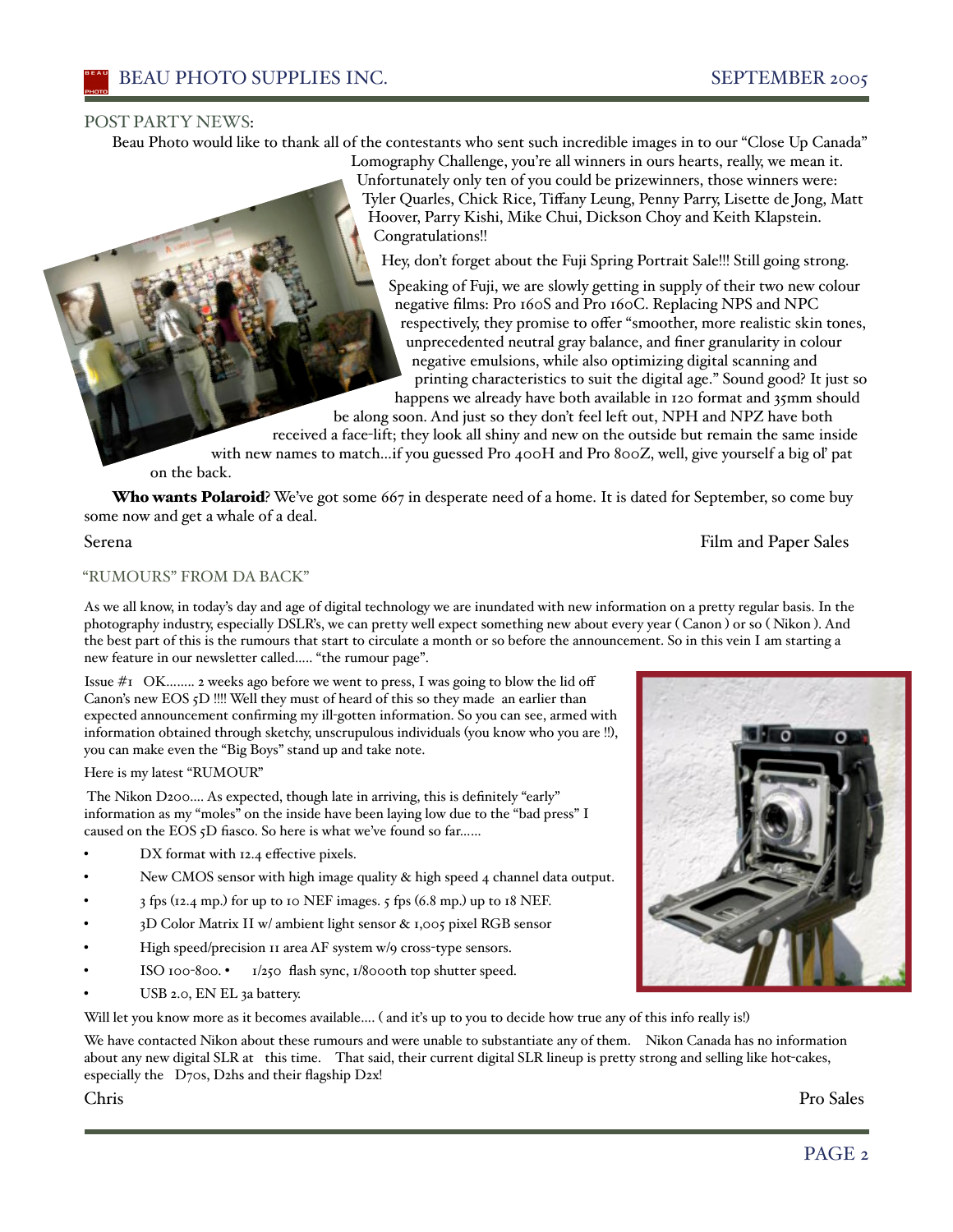## POST PARTY NEWS:

Beau Photo would like to thank all of the contestants who sent such incredible images in to our "Close Up Canada" Lomography Challenge, you're all winners in ours hearts, really, we mean it. Unfortunately only ten of you could be prizewinners, those winners were: Tyler Quarles, Chick Rice, Tiffany Leung, Penny Parry, Lisette de Jong, Matt Hoover, Parry Kishi, Mike Chui, Dickson Choy and Keith Klapstein. Congratulations!!

Hey, don't forget about the Fuji Spring Portrait Sale!!! Still going strong.

Speaking of Fuji, we are slowly getting in supply of their two new colour negative films: Pro 160S and Pro 160C. Replacing NPS and NPC respectively, they promise to offer "smoother, more realistic skin tones, unprecedented neutral gray balance, and finer granularity in colour negative emulsions, while also optimizing digital scanning and printing characteristics to suit the digital age." Sound good? It just so happens we already have both available in 120 format and 35mm should be along soon. And just so they don't feel left out, NPH and NPZ have both received a face-lift; they look all shiny and new on the outside but remain the same inside with new names to match…if you guessed Pro 400H and Pro 800Z, well, give yourself a big ol' pat on the back.

**Who wants Polaroid**? We've got some 667 in desperate need of a home. It is dated for September, so come buy some now and get a whale of a deal.

Serena — Film and Paper Sales

## "RUMOURS" FROM DA BACK"

As we all know, in today's day and age of digital technology we are inundated with new information on a pretty regular basis. In the photography industry, especially DSLR's, we can pretty well expect something new about every year ( Canon ) or so ( Nikon ). And the best part of this is the rumours that start to circulate a month or so before the announcement. So in this vein I am starting a new feature in our newsletter called….. "the rumour page".

Issue #1 OK…….. 2 weeks ago before we went to press, I was going to blow the lid off Canon's new EOS 5D !!!! Well they must of heard of this so they made an earlier than expected announcement confirming my ill-gotten information. So you can see, armed with information obtained through sketchy, unscrupulous individuals (you know who you are !!), you can make even the "Big Boys" stand up and take note.

Here is my latest "RUMOUR"

The Nikon D200…. As expected, though late in arriving, this is definitely "early" information as my "moles" on the inside have been laying low due to the "bad press" I caused on the EOS 5D fiasco. So here is what we've found so far……

- DX format with 12.4 effective pixels.
- New CMOS sensor with high image quality & high speed 4 channel data output.
- 3 fps (12.4 mp.) for up to 10 NEF images. 5 fps (6.8 mp.) up to 18 NEF.
- 3D Color Matrix II w/ ambient light sensor & 1,005 pixel RGB sensor
- High speed/precision 11 area AF system w/9 cross-type sensors.
- ISO 100-800. • 1/250 flash sync, 1/8000th top shutter speed.
- USB 2.0, EN EL 3a battery.

Will let you know more as it becomes available…. ( and it's up to you to decide how true any of this info really is!)

We have contacted Nikon about these rumours and were unable to substantiate any of them. Nikon Canada has no information about any new digital SLR at this time. That said, their current digital SLR lineup is pretty strong and selling like hot-cakes, especially the D70s, D2hs and their flagship D2x!

Chris — Pro Sales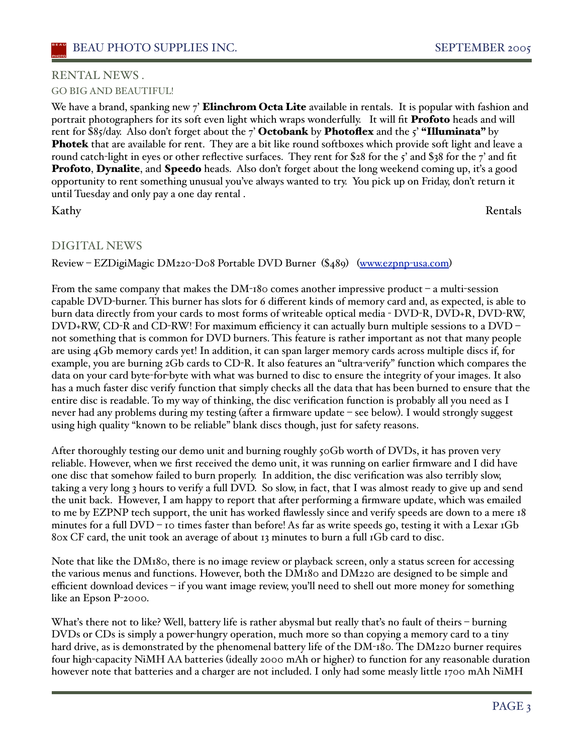## RENTAL NEWS .

### GO BIG AND BEAUTIFUL!

We have a brand, spanking new 7' **Elinchrom Octa Lite** available in rentals. It is popular with fashion and portrait photographers for its soft even light which wraps wonderfully. It will fit **Profoto** heads and will rent for $85/day. Also don't forget about the 7' **Octobank** by **Photoflex** and the 5' **"Illuminata"** by **Photek** that are available for rent. They are a bit like round softboxes which provide soft light and leave a round catch-light in eyes or other reflective surfaces. They rent for $28 for the 5' and $38 for the 7' and fit **Profoto**, **Dynalite**, and **Speedo** heads. Also don't forget about the long weekend coming up, it's a good opportunity to rent something unusual you've always wanted to try. You pick up on Friday, don't return it until Tuesday and only pay a one day rental .

Kathy Rentals

## DIGITAL NEWS

Review – EZDigiMagic DM220-D08 Portable DVD Burner ($489) ([www.ezpnp-usa.com](www.ezpnp-usa.com))

From the same company that makes the DM-180 comes another impressive product – a multi-session capable DVD-burner. This burner has slots for 6 different kinds of memory card and, as expected, is able to burn data directly from your cards to most forms of writeable optical media - DVD-R, DVD+R, DVD-RW, DVD+RW, CD-R and CD-RW! For maximum efficiency it can actually burn multiple sessions to a DVD – not something that is common for DVD burners. This feature is rather important as not that many people are using 4Gb memory cards yet! In addition, it can span larger memory cards across multiple discs if, for example, you are burning 2Gb cards to CD-R. It also features an "ultra-verify" function which compares the data on your card byte-for-byte with what was burned to disc to ensure the integrity of your images. It also has a much faster disc verify function that simply checks all the data that has been burned to ensure that the entire disc is readable. To my way of thinking, the disc verification function is probably all you need as I never had any problems during my testing (after a firmware update – see below). I would strongly suggest using high quality "known to be reliable" blank discs though, just for safety reasons.

After thoroughly testing our demo unit and burning roughly 50Gb worth of DVDs, it has proven very reliable. However, when we first received the demo unit, it was running on earlier firmware and I did have one disc that somehow failed to burn properly. In addition, the disc verification was also terribly slow, taking a very long 3 hours to verify a full DVD. So slow, in fact, that I was almost ready to give up and send the unit back. However, I am happy to report that after performing a firmware update, which was emailed to me by EZPNP tech support, the unit has worked flawlessly since and verify speeds are down to a mere 18 minutes for a full DVD – 10 times faster than before! As far as write speeds go, testing it with a Lexar 1Gb 80x CF card, the unit took an average of about 13 minutes to burn a full 1Gb card to disc.

Note that like the DM180, there is no image review or playback screen, only a status screen for accessing the various menus and functions. However, both the DM180 and DM220 are designed to be simple and efficient download devices – if you want image review, you'll need to shell out more money for something like an Epson P-2000.

What's there not to like? Well, battery life is rather abysmal but really that's no fault of theirs – burning DVDs or CDs is simply a power-hungry operation, much more so than copying a memory card to a tiny hard drive, as is demonstrated by the phenomenal battery life of the DM-180. The DM220 burner requires four high-capacity NiMH AA batteries (ideally 2000 mAh or higher) to function for any reasonable duration however note that batteries and a charger are not included. I only had some measly little 1700 mAh NiMH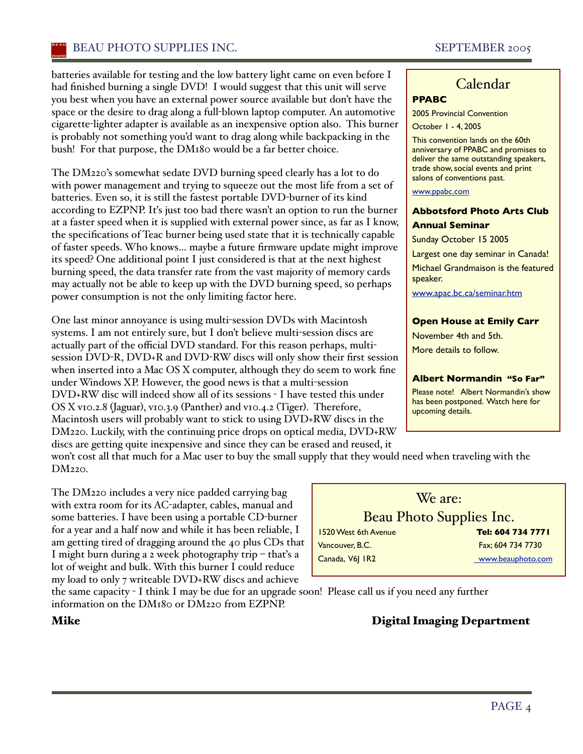batteries available for testing and the low battery light came on even before I had finished burning a single DVD! I would suggest that this unit will serve you best when you have an external power source available but don't have the space or the desire to drag along a full-blown laptop computer. An automotive cigarette-lighter adapter is available as an inexpensive option also. This burner is probably not something you'd want to drag along while backpacking in the bush! For that purpose, the DM180 would be a far better choice.

The DM220's somewhat sedate DVD burning speed clearly has a lot to do with power management and trying to squeeze out the most life from a set of batteries. Even so, it is still the fastest portable DVD-burner of its kind according to EZPNP. It's just too bad there wasn't an option to run the burner at a faster speed when it is supplied with external power since, as far as I know, the specifications of Teac burner being used state that it is technically capable of faster speeds. Who knows... maybe a future firmware update might improve its speed? One additional point I just considered is that at the next highest burning speed, the data transfer rate from the vast majority of memory cards may actually not be able to keep up with the DVD burning speed, so perhaps power consumption is not the only limiting factor here.

One last minor annoyance is using multi-session DVDs with Macintosh systems. I am not entirely sure, but I don't believe multi-session discs are actually part of the official DVD standard. For this reason perhaps, multi-session DVD-R, DVD+R and DVD-RW discs will only show their first session when inserted into a Mac OS X computer, although they do seem to work fine under Windows XP. However, the good news is that a multi-session DVD+RW disc will indeed show all of its sessions - I have tested this under OS X v10.2.8 (Jaguar), v10.3.9 (Panther) and v10.4.2 (Tiger). Therefore, Macintosh users will probably want to stick to using DVD+RW discs in the DM220. Luckily, with the continuing price drops on optical media, DVD+RW discs are getting quite inexpensive and since they can be erased and reused, it won't cost all that much for a Mac user to buy the small supply that they would need when traveling with the DM220.

The DM220 includes a very nice padded carrying bag with extra room for its AC-adapter, cables, manual and some batteries. I have been using a portable CD-burner for a year and a half now and while it has been reliable, I am getting tired of dragging around the 40 plus CDs that I might burn during a 2 week photography trip – that's a lot of weight and bulk. With this burner I could reduce my load to only 7 writeable DVD+RW discs and achieve the same capacity - I think I may be due for an upgrade soon! Please call us if you need any further information on the DM180 or DM220 from EZPNP.

**Mike** — **Digital Imaging Department**

## Calendar

**PPABC**

2005 Provincial Convention

October 1 - 4, 2005

This convention lands on the 60th anniversary of PPABC and promises to deliver the same outstanding speakers, trade show, social events and print salons of conventions past.

www.ppabc.com

**Abbotsford Photo Arts Club Annual Seminar**

Sunday October 15 2005

Largest one day seminar in Canada!

Michael Grandmaison is the featured speaker.

www.apac.bc.ca/seminar.htm

**Open House at Emily Carr**

November 4th and 5th.

More details to follow.

**Albert Normandin "So Far"**

Please note! Albert Normandin's show has been postponed. Watch here for upcoming details.

## We are:

## Beau Photo Supplies Inc.

1520 West 6th Avenue
Vancouver, B.C.
Canada, V6J 1R2

**Tel: 604 734 7771**
Fax; 604 734 7730
www.beauphoto.com